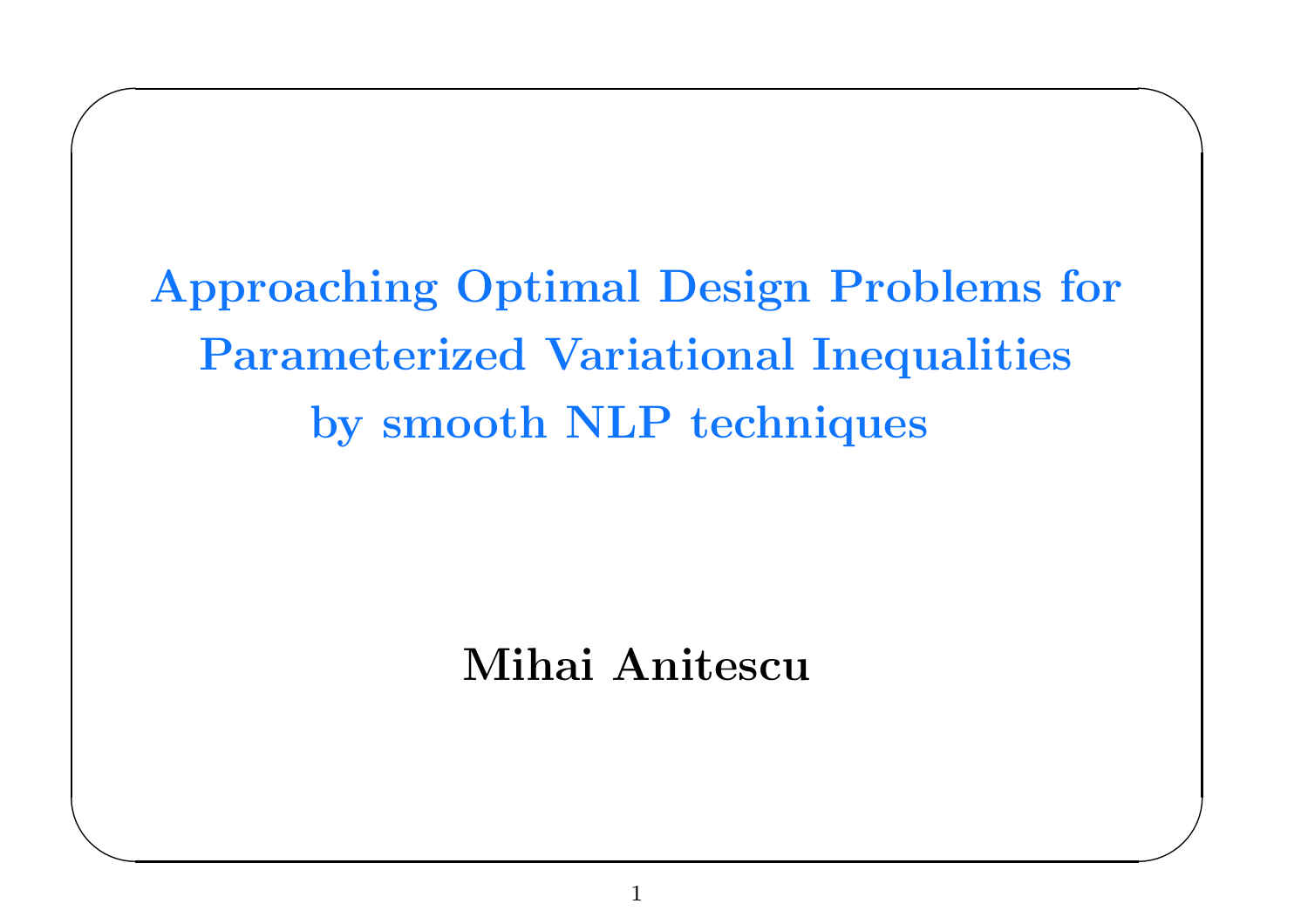# Approaching Optimal Design Problems for Parameterized Variational Inequalities by smooth NLP techniques

**Mihai Anitescu**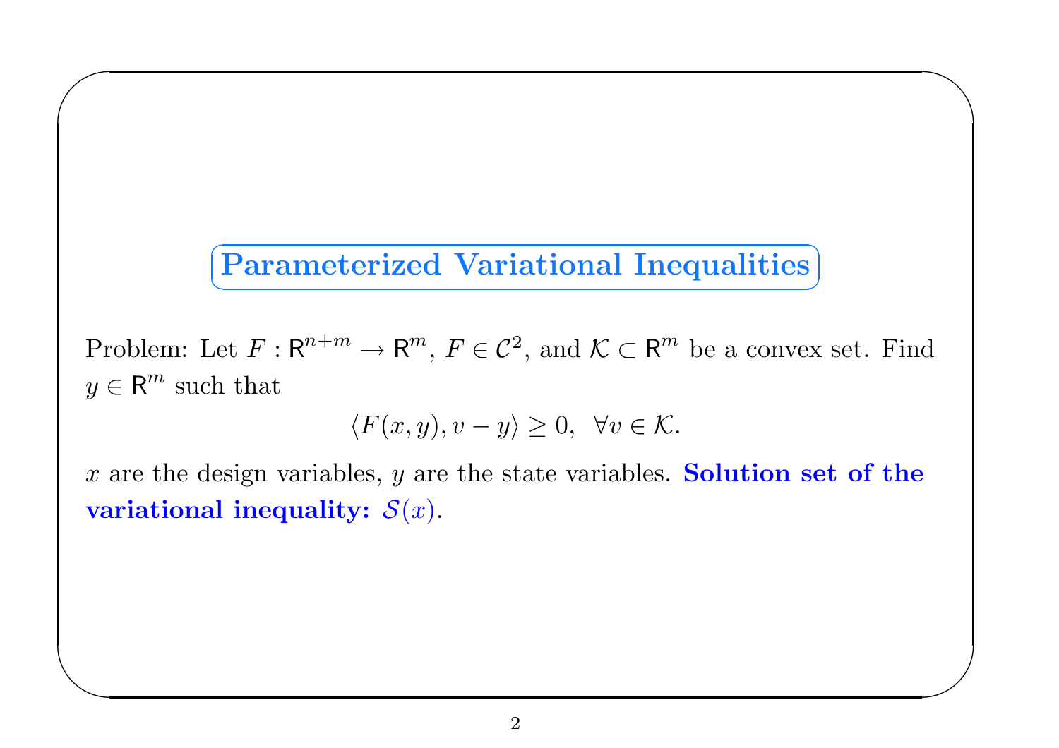## Parameterized Variational Inequalities

Problem: Let $F : \mathsf{R}^{n+m} \to \mathsf{R}^m$, $F \in \mathcal{C}^2$, and $\mathcal{K} \subset \mathsf{R}^m$ be a convex set. Find $y \in \mathsf{R}^m$ such that

$$\langle F(x,y), v - y \rangle \geq 0, \ \ \forall v \in \mathcal{K}.$$

$x$ are the design variables, $y$ are the state variables. **Solution set of the variational inequality: $\mathcal{S}(x)$**.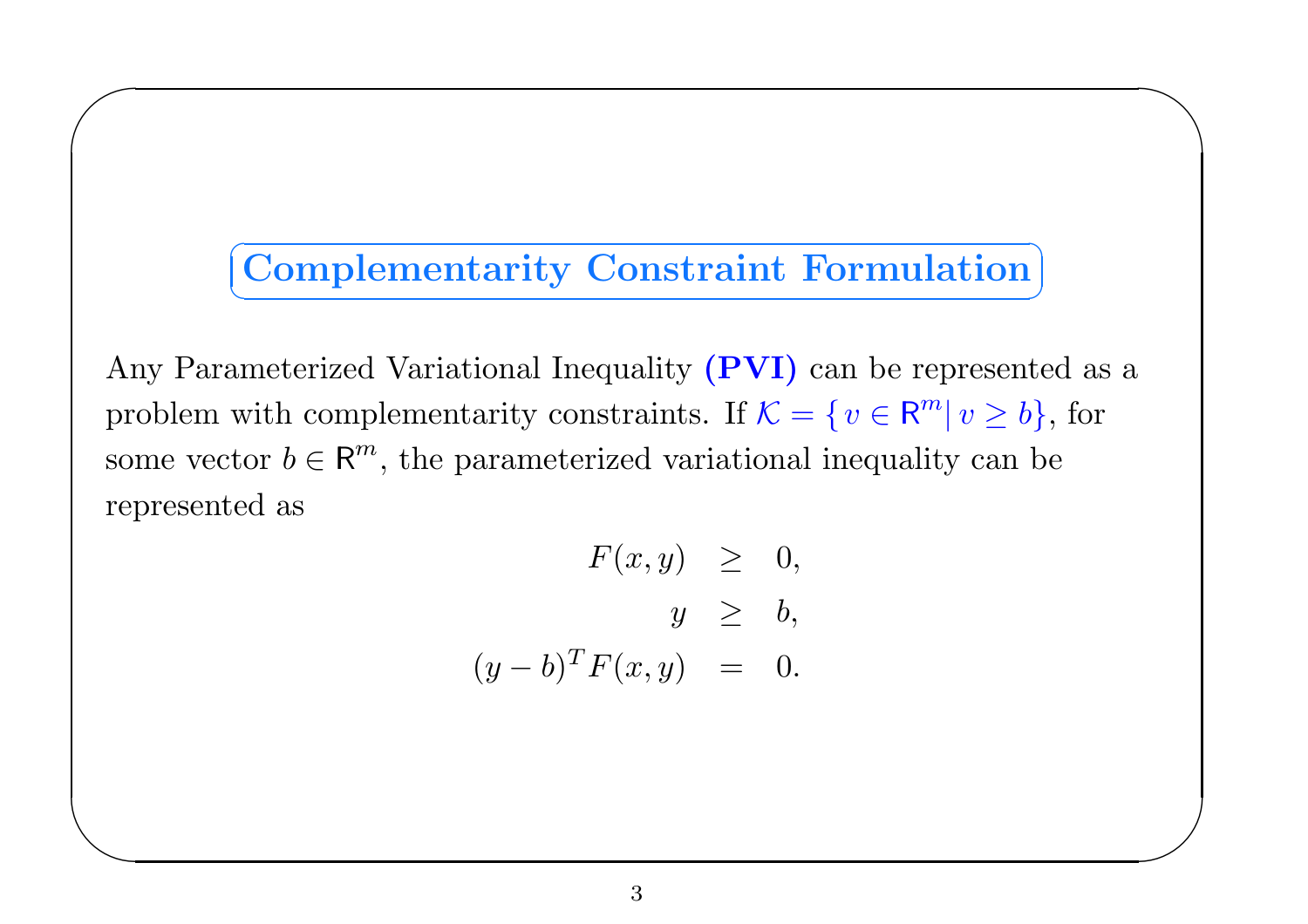## Complementarity Constraint Formulation

Any Parameterized Variational Inequality **(PVI)** can be represented as a problem with complementarity constraints. If $\mathcal{K} = \{ v \in \mathsf{R}^m | \, v \geq b\}$, for some vector $b \in \mathsf{R}^m$, the parameterized variational inequality can be represented as

$$
\begin{aligned}
F(x,y) &\geq 0, \\
y &\geq b, \\
(y-b)^T F(x,y) &= 0.
\end{aligned}
$$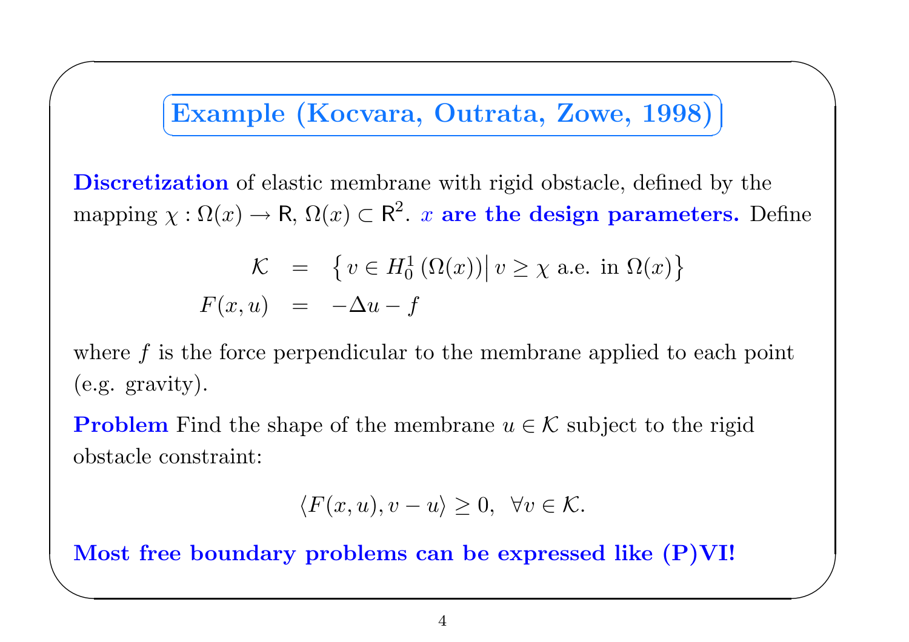## Example (Kocvara, Outrata, Zowe, 1998)

**Discretization** of elastic membrane with rigid obstacle, defined by the mapping $\chi : \Omega(x) \to \mathsf{R}$, $\Omega(x) \subset \mathsf{R}^2$. $x$ **are the design parameters.** Define

$$
\begin{aligned}
\mathcal{K} &= \left\{ v \in H_0^1\left(\Omega(x)\right) \middle| \, v \geq \chi \text{ a.e. in } \Omega(x) \right\} \\
F(x,u) &= -\Delta u - f
\end{aligned}
$$

where $f$ is the force perpendicular to the membrane applied to each point (e.g. gravity).

**Problem** Find the shape of the membrane $u \in \mathcal{K}$ subject to the rigid obstacle constraint:

$$
\langle F(x,u), v - u \rangle \geq 0, \quad \forall v \in \mathcal{K}.
$$

**Most free boundary problems can be expressed like (P)VI!**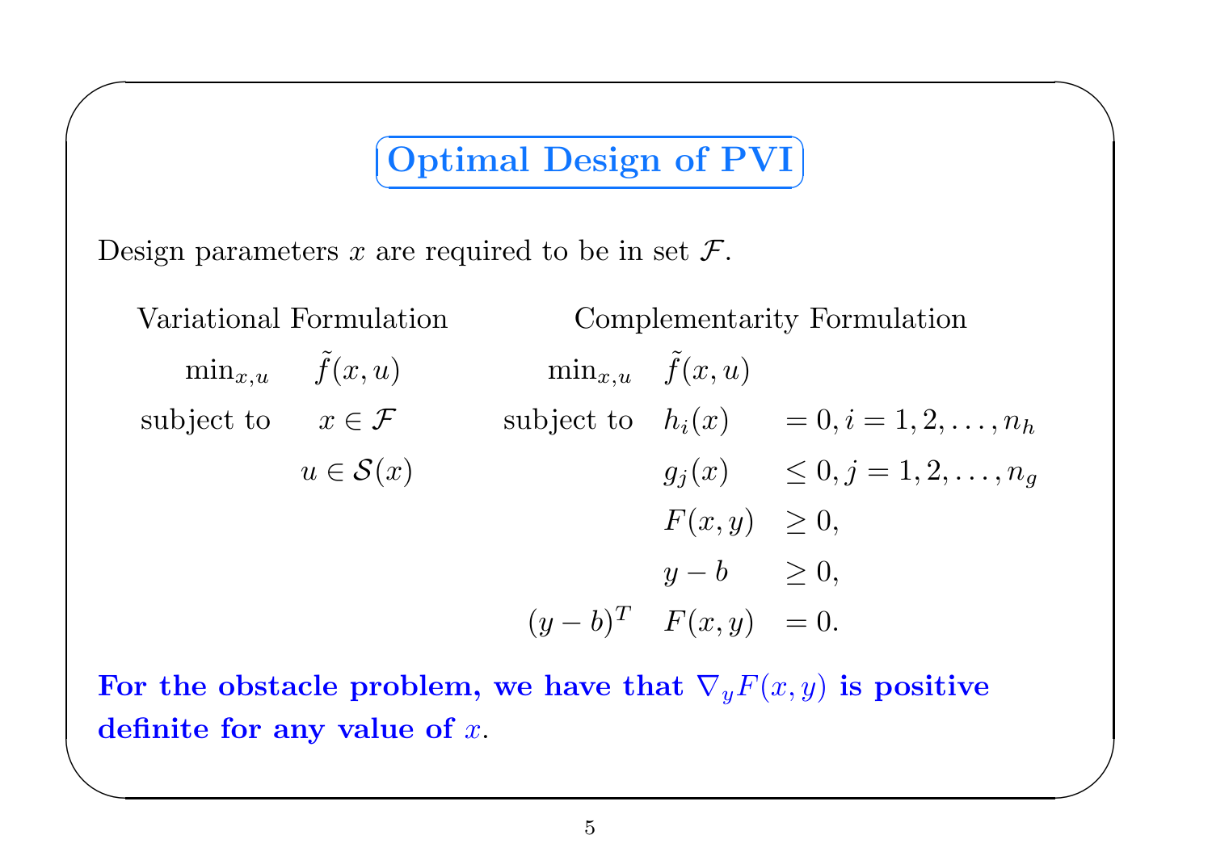# Optimal Design of PVI

Design parameters $x$ are required to be in set $\mathcal{F}$.

Variational Formulation

$$
\begin{array}{ll}
\min_{x,u} & \tilde{f}(x,u) \\
\text{subject to} & x \in \mathcal{F} \\
& u \in \mathcal{S}(x)
\end{array}
$$

Complementarity Formulation

$$
\begin{array}{lll}
\min_{x,u} & \tilde{f}(x,u) & \\
\text{subject to} & h_i(x) & = 0, i = 1,2,\ldots,n_h \\
& g_j(x) & \leq 0, j = 1,2,\ldots,n_g \\
& F(x,y) & \geq 0, \\
& y - b & \geq 0, \\
(y-b)^T & F(x,y) & = 0.
\end{array}
$$

**For the obstacle problem, we have that $\nabla_y F(x,y)$ is positive definite for any value of $x$.**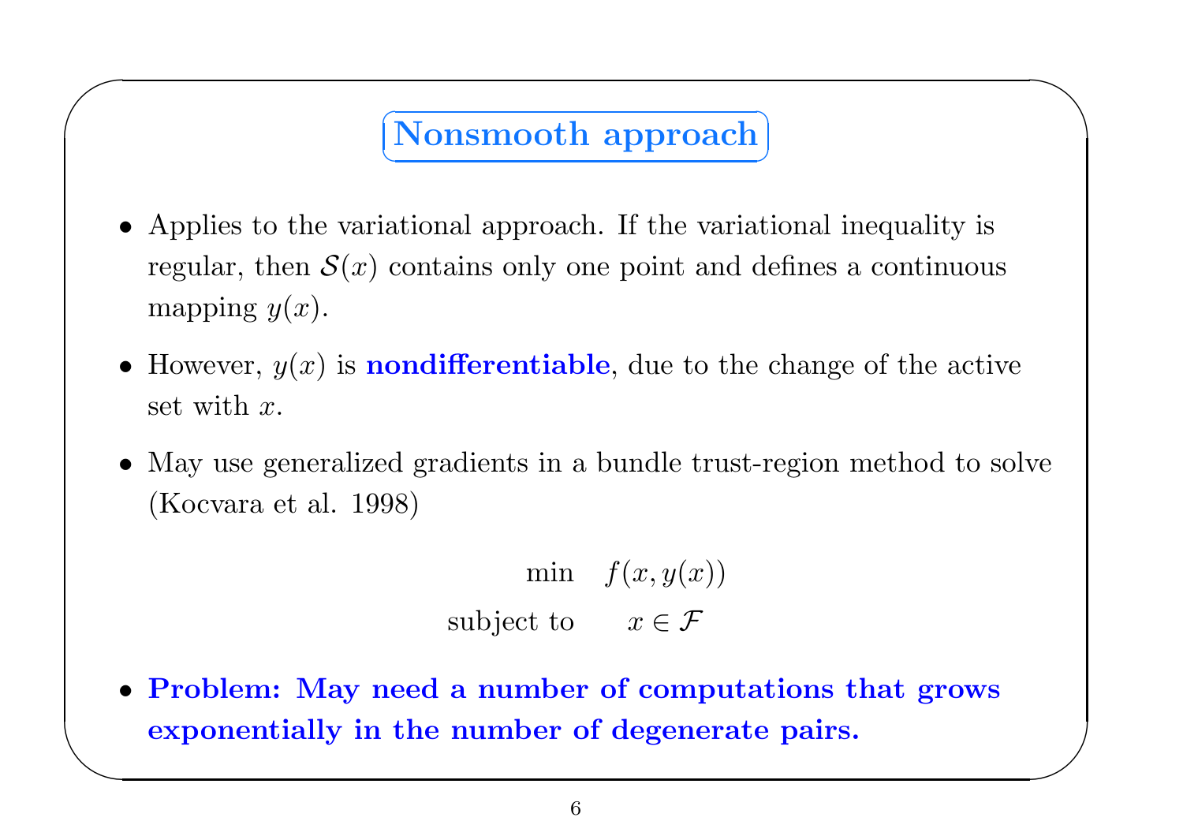## Nonsmooth approach

- Applies to the variational approach. If the variational inequality is regular, then $\mathcal{S}(x)$ contains only one point and defines a continuous mapping $y(x)$.
- However, $y(x)$ is **nondifferentiable**, due to the change of the active set with $x$.
- May use generalized gradients in a bundle trust-region method to solve (Kocvara et al. 1998)

$$
\begin{array}{rl}
\min & f(x, y(x)) \\
\text{subject to} & x \in \mathcal{F}
\end{array}
$$

- **Problem: May need a number of computations that grows exponentially in the number of degenerate pairs.**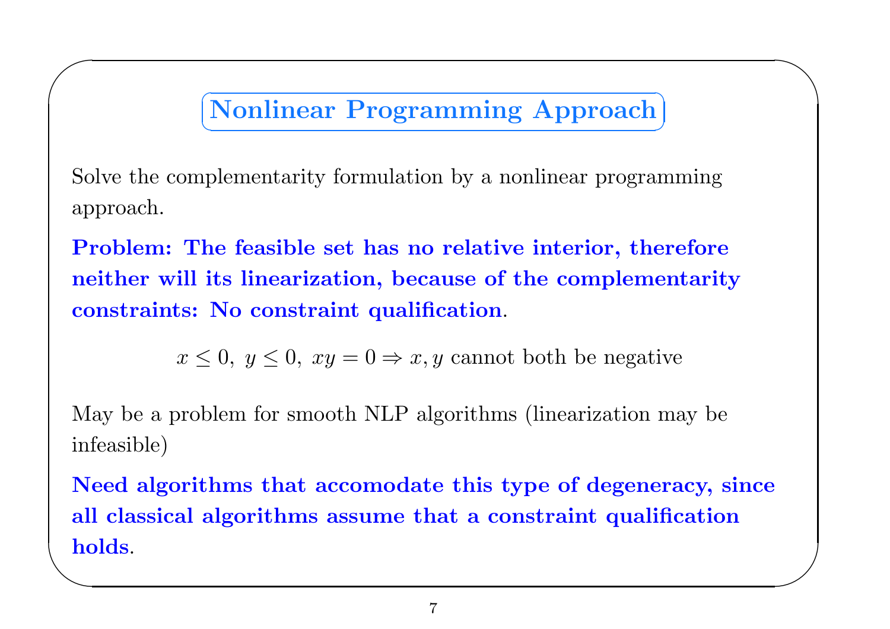## Nonlinear Programming Approach

Solve the complementarity formulation by a nonlinear programming approach.

**Problem: The feasible set has no relative interior, therefore neither will its linearization, because of the complementarity constraints: No constraint qualification**.

$$x \leq 0,\ y \leq 0,\ xy = 0 \Rightarrow x, y \text{ cannot both be negative}$$

May be a problem for smooth NLP algorithms (linearization may be infeasible)

**Need algorithms that accomodate this type of degeneracy, since all classical algorithms assume that a constraint qualification holds**.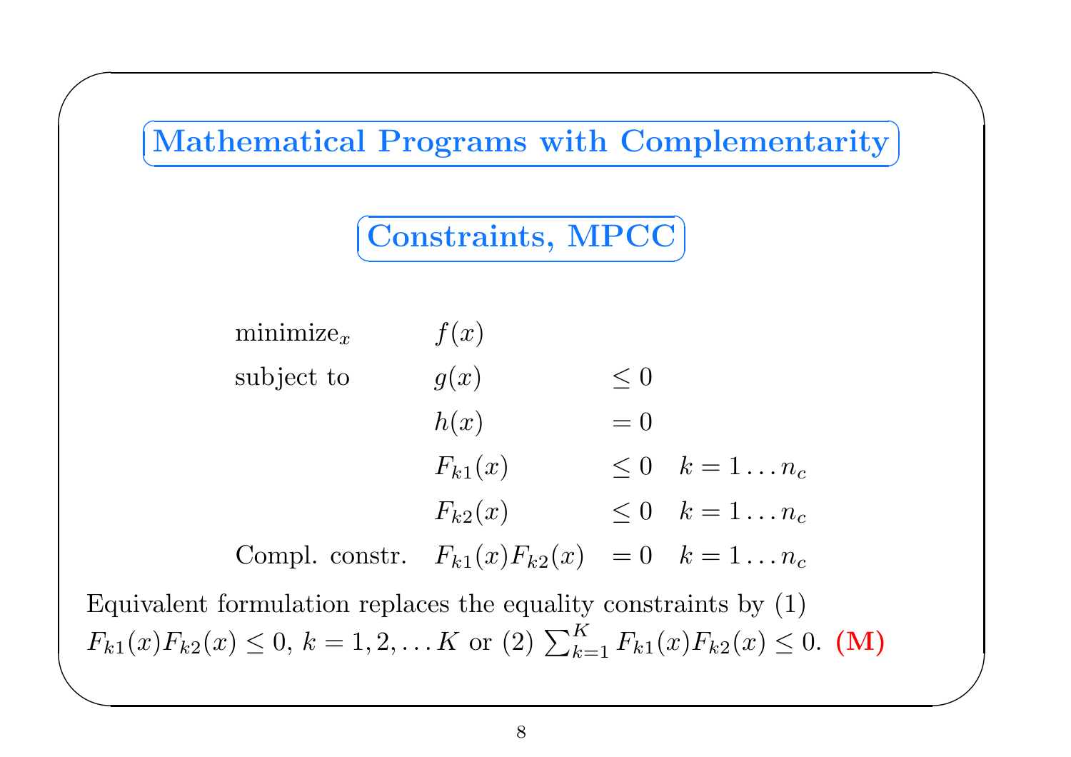# Mathematical Programs with Complementarity

## Constraints, MPCC

$$
\begin{array}{lll l}
\text{minimize}_x & f(x) & & \\
\text{subject to} & g(x) & \leq 0 & \\
 & h(x) & = 0 & \\
 & F_{k1}(x) & \leq 0 & k = 1 \ldots n_c \\
 & F_{k2}(x) & \leq 0 & k = 1 \ldots n_c \\
\text{Compl. constr.} & F_{k1}(x)F_{k2}(x) & = 0 & k = 1 \ldots n_c
\end{array}
$$

Equivalent formulation replaces the equality constraints by (1) $F_{k1}(x)F_{k2}(x) \leq 0$, $k = 1, 2, \ldots K$ or (2) $\sum_{k=1}^{K} F_{k1}(x)F_{k2}(x) \leq 0$. **(M)**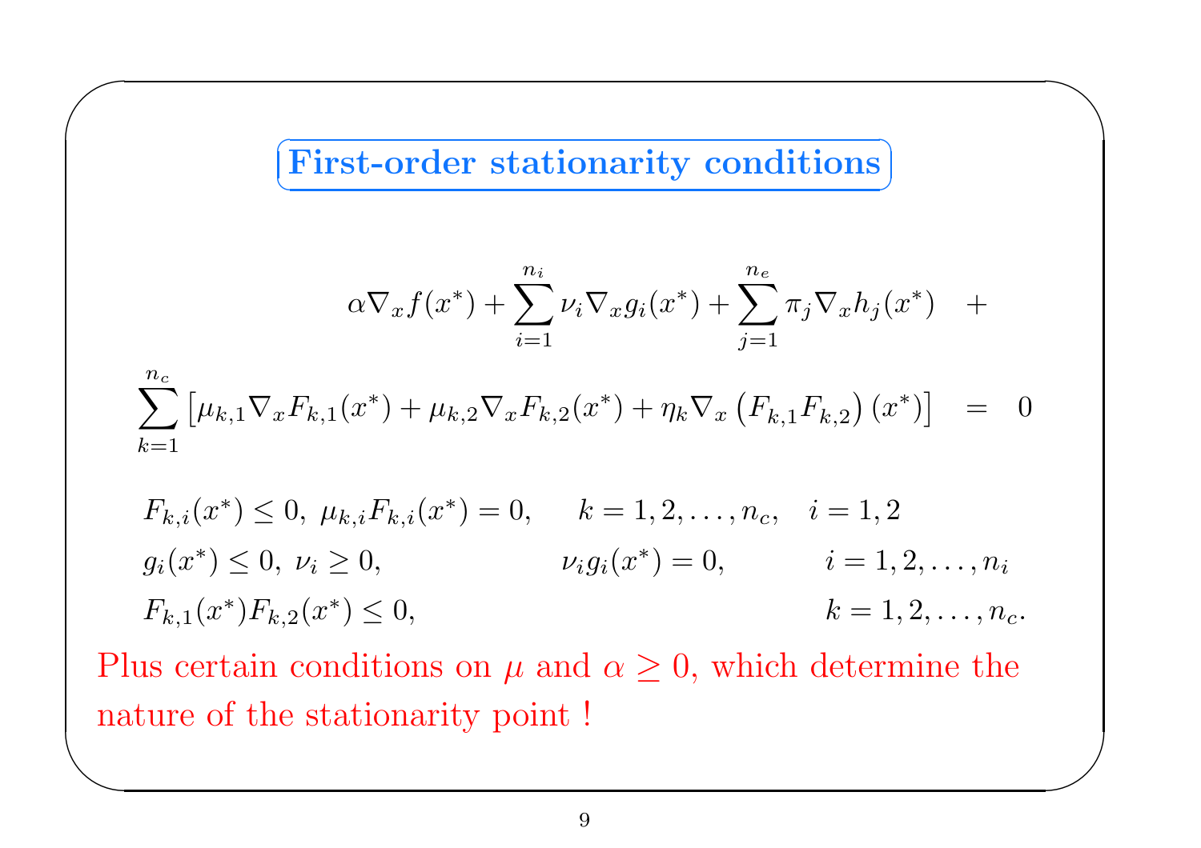## First-order stationarity conditions

$$
\begin{aligned}
\alpha \nabla_x f(x^*) + \sum_{i=1}^{n_i} \nu_i \nabla_x g_i(x^*) + \sum_{j=1}^{n_e} \pi_j \nabla_x h_j(x^*) \quad &+ \\
\sum_{k=1}^{n_c} \left[ \mu_{k,1} \nabla_x F_{k,1}(x^*) + \mu_{k,2} \nabla_x F_{k,2}(x^*) + \eta_k \nabla_x \left( F_{k,1} F_{k,2} \right)(x^*) \right] \quad &= \quad 0
\end{aligned}
$$

$$
\begin{array}{lll}
F_{k,i}(x^*) \leq 0, \; \mu_{k,i} F_{k,i}(x^*) = 0, & k = 1, 2, \ldots, n_c, \quad i = 1, 2 & \\
g_i(x^*) \leq 0, \; \nu_i \geq 0, & \nu_i g_i(x^*) = 0, & i = 1, 2, \ldots, n_i \\
F_{k,1}(x^*) F_{k,2}(x^*) \leq 0, & & k = 1, 2, \ldots, n_c.
\end{array}
$$

Plus certain conditions on $\mu$ and $\alpha \geq 0$, which determine the nature of the stationarity point !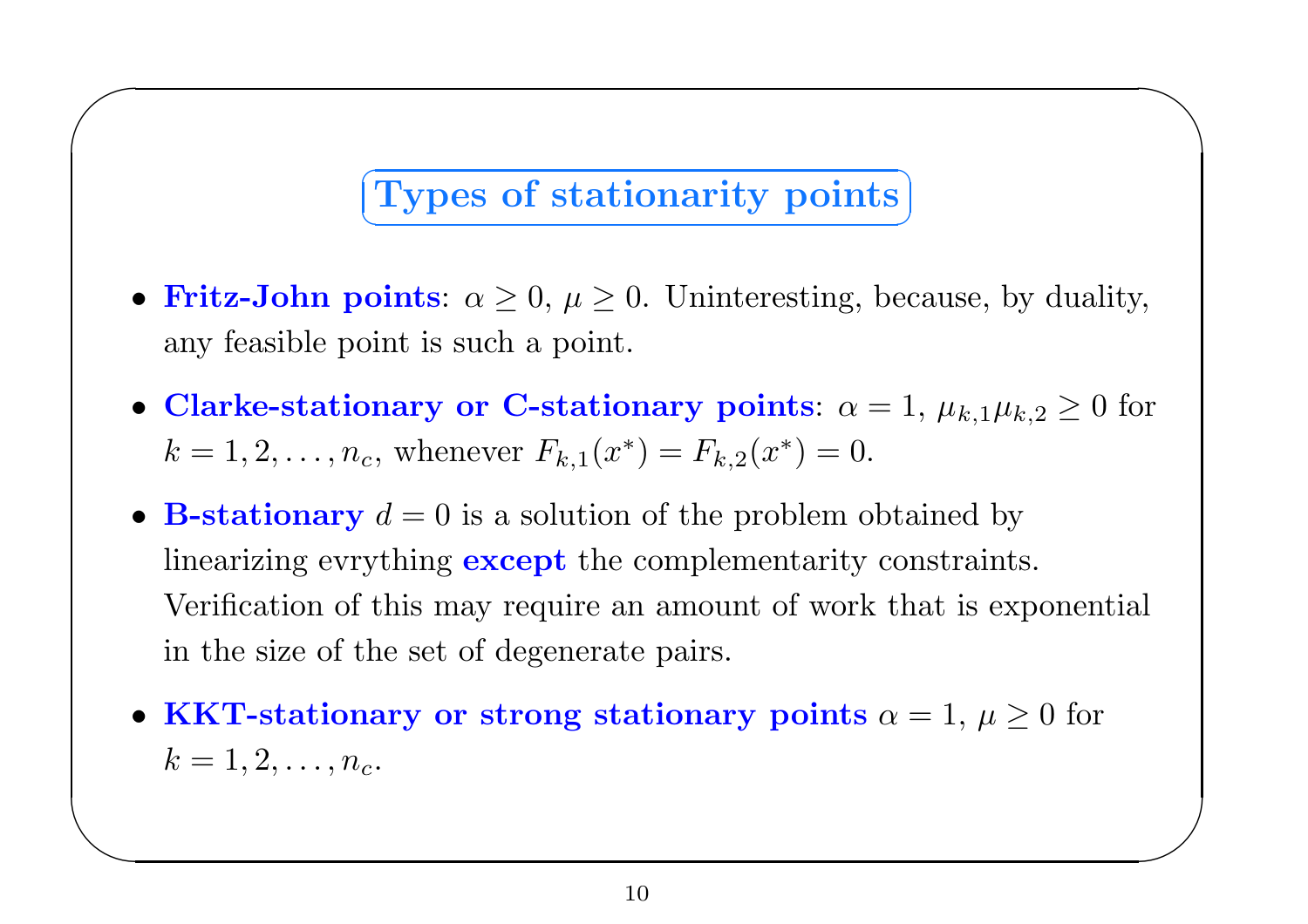## Types of stationarity points

- **Fritz-John points**: $\alpha \geq 0$, $\mu \geq 0$. Uninteresting, because, by duality, any feasible point is such a point.
- **Clarke-stationary or C-stationary points**: $\alpha = 1$, $\mu_{k,1}\mu_{k,2} \geq 0$ for $k = 1, 2, \ldots, n_c$, whenever $F_{k,1}(x^*) = F_{k,2}(x^*) = 0$.
- **B-stationary** $d = 0$ is a solution of the problem obtained by linearizing evrything **except** the complementarity constraints. Verification of this may require an amount of work that is exponential in the size of the set of degenerate pairs.
- **KKT-stationary or strong stationary points** $\alpha = 1$, $\mu \geq 0$ for $k = 1, 2, \ldots, n_c$.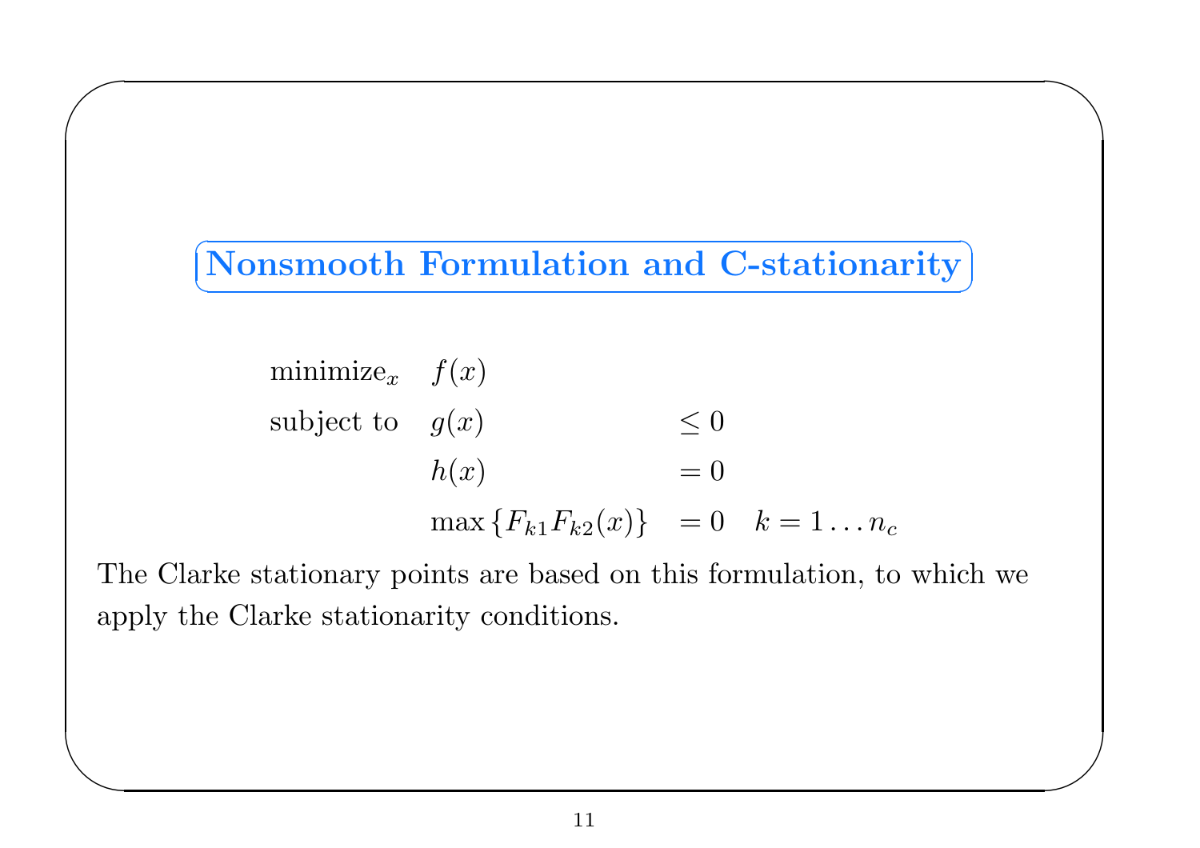## Nonsmooth Formulation and C-stationarity

$$
\begin{array}{lll}
\text{minimize}_x & f(x) & \\
\text{subject to} & g(x) & \leq 0 \\
 & h(x) & = 0 \\
 & \max\{F_{k1}F_{k2}(x)\} & = 0 \quad k = 1 \ldots n_c
\end{array}
$$

The Clarke stationary points are based on this formulation, to which we apply the Clarke stationarity conditions.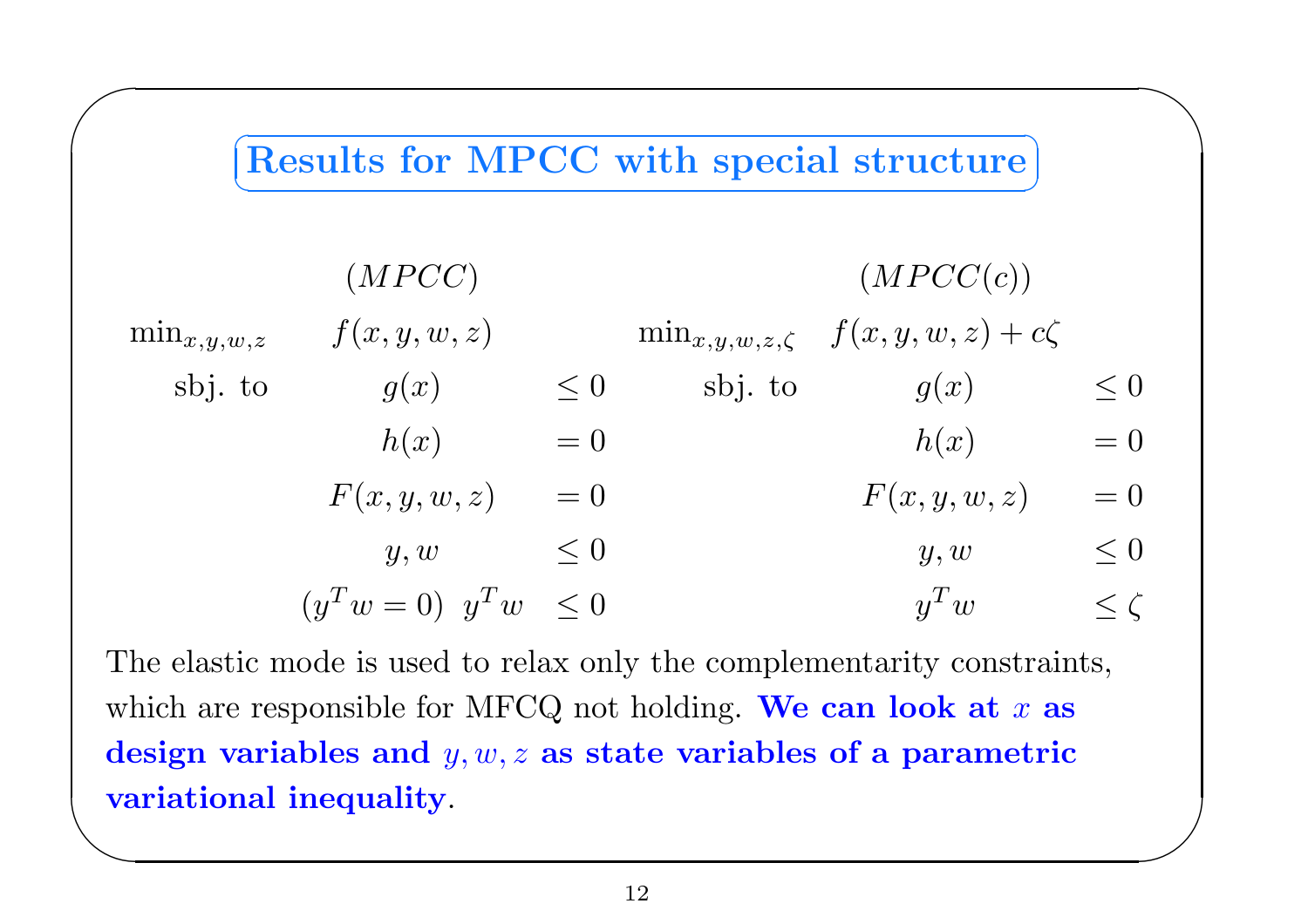## Results for MPCC with special structure

$$
\begin{array}{llll}
 & (MPCC) & & \\
\min_{x,y,w,z} & f(x,y,w,z) & & \\
\text{sbj. to} & g(x) & \leq 0 \\
 & h(x) & = 0 \\
 & F(x,y,w,z) & = 0 \\
 & y, w & \leq 0 \\
 & (y^T w = 0) \;\; y^T w & \leq 0
\end{array}
\qquad
\begin{array}{llll}
 & (MPCC(c)) & & \\
\min_{x,y,w,z,\zeta} & f(x,y,w,z) + c\zeta & & \\
\text{sbj. to} & g(x) & \leq 0 \\
 & h(x) & = 0 \\
 & F(x,y,w,z) & = 0 \\
 & y, w & \leq 0 \\
 & y^T w & \leq \zeta
\end{array}
$$

The elastic mode is used to relax only the complementarity constraints, which are responsible for MFCQ not holding. **We can look at $x$ as design variables and $y, w, z$ as state variables of a parametric variational inequality**.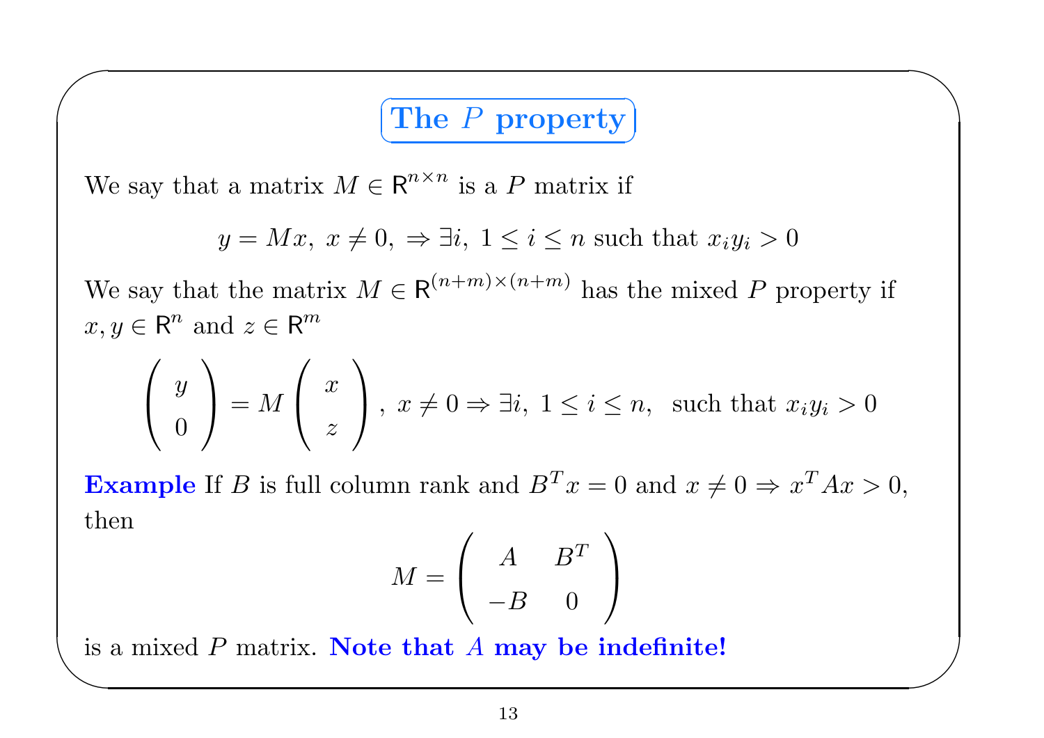## The $P$ property

We say that a matrix $M \in \mathsf{R}^{n \times n}$ is a $P$ matrix if

$$y = Mx,\ x \neq 0,\ \Rightarrow \exists i,\ 1 \leq i \leq n \text{ such that } x_i y_i > 0$$

We say that the matrix $M \in \mathsf{R}^{(n+m)\times(n+m)}$ has the mixed $P$ property if $x, y \in \mathsf{R}^n$ and $z \in \mathsf{R}^m$

$$\begin{pmatrix} y \\ 0 \end{pmatrix} = M \begin{pmatrix} x \\ z \end{pmatrix},\ x \neq 0 \Rightarrow \exists i,\ 1 \leq i \leq n, \text{ such that } x_i y_i > 0$$

**Example** If $B$ is full column rank and $B^T x = 0$ and $x \neq 0 \Rightarrow x^T A x > 0$, then

$$M = \begin{pmatrix} A & B^T \\ -B & 0 \end{pmatrix}$$

is a mixed $P$ matrix. **Note that $A$ may be indefinite!**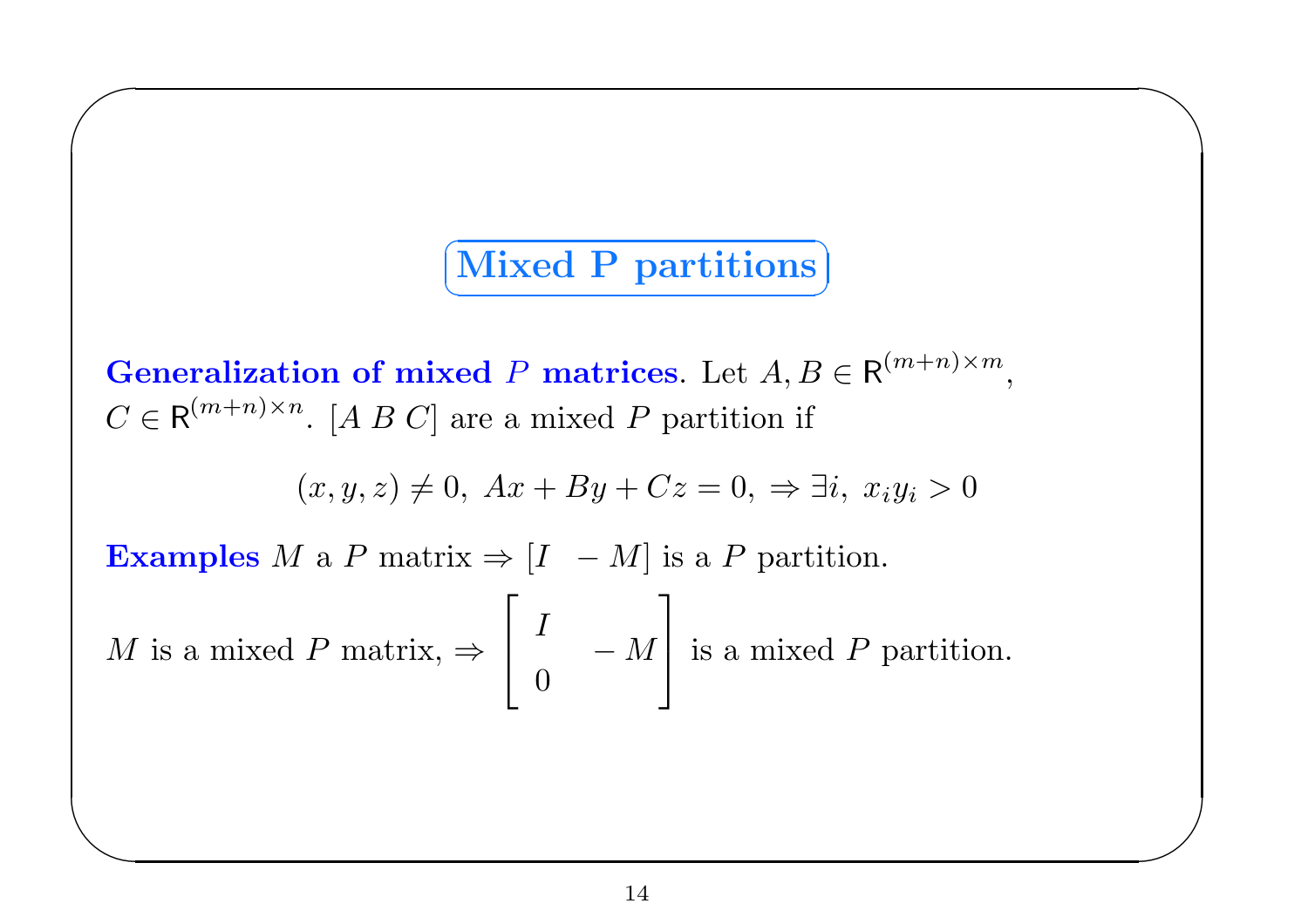# Mixed P partitions

**Generalization of mixed $P$ matrices**. Let $A, B \in \mathsf{R}^{(m+n)\times m}$, $C \in \mathsf{R}^{(m+n)\times n}$. $[A\ B\ C]$ are a mixed $P$ partition if

$$(x, y, z) \neq 0,\ Ax + By + Cz = 0,\ \Rightarrow \exists i,\ x_i y_i > 0$$

**Examples** $M$ a $P$ matrix $\Rightarrow [I \quad -M]$ is a $P$ partition.

$M$ is a mixed $P$ matrix, $\Rightarrow \begin{bmatrix} I & \\ & -M \\ 0 & \end{bmatrix}$ is a mixed $P$ partition.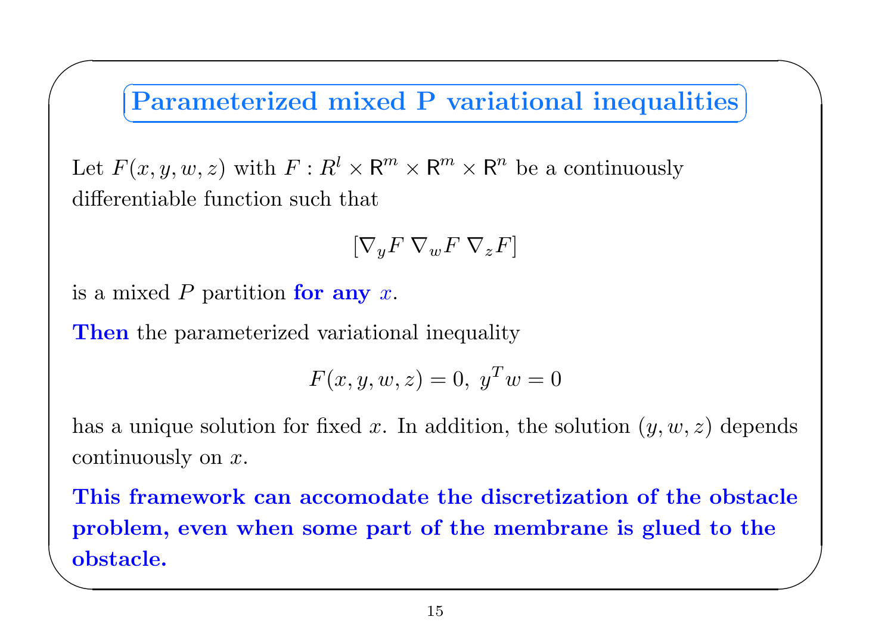## Parameterized mixed P variational inequalities

Let $F(x, y, w, z)$ with $F : R^l \times \mathsf{R}^m \times \mathsf{R}^m \times \mathsf{R}^n$ be a continuously differentiable function such that

$$[\nabla_y F \; \nabla_w F \; \nabla_z F]$$

is a mixed $P$ partition **for any $x$.**

**Then** the parameterized variational inequality

$$F(x, y, w, z) = 0, \; y^T w = 0$$

has a unique solution for fixed $x$. In addition, the solution $(y, w, z)$ depends continuously on $x$.

**This framework can accomodate the discretization of the obstacle problem, even when some part of the membrane is glued to the obstacle.**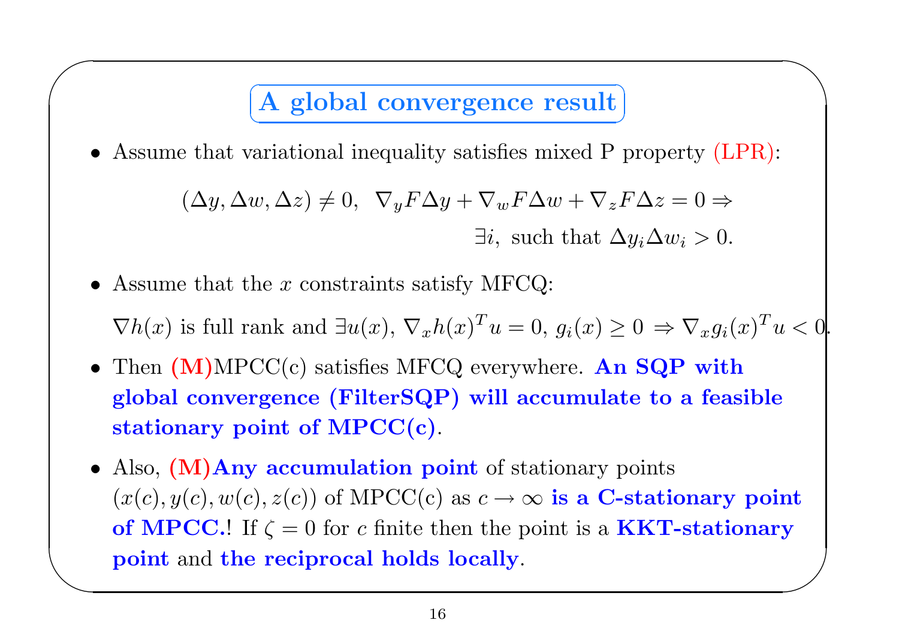## A global convergence result

- Assume that variational inequality satisfies mixed P property (LPR):

$$(\Delta y, \Delta w, \Delta z) \neq 0, \;\; \nabla_y F \Delta y + \nabla_w F \Delta w + \nabla_z F \Delta z = 0 \Rightarrow$$
$$\exists i, \text{ such that } \Delta y_i \Delta w_i > 0.$$

- Assume that the $x$ constraints satisfy MFCQ:

  $\nabla h(x)$ is full rank and $\exists u(x)$, $\nabla_x h(x)^T u = 0$, $g_i(x) \geq 0 \Rightarrow \nabla_x g_i(x)^T u < 0$.

- Then **(M)**MPCC(c) satisfies MFCQ everywhere. **An SQP with global convergence (FilterSQP) will accumulate to a feasible stationary point of MPCC(c)**.

- Also, **(M)Any accumulation point** of stationary points $(x(c), y(c), w(c), z(c))$ of MPCC(c) as $c \to \infty$ **is a C-stationary point of MPCC.**! If $\zeta = 0$ for $c$ finite then the point is a **KKT-stationary point** and **the reciprocal holds locally**.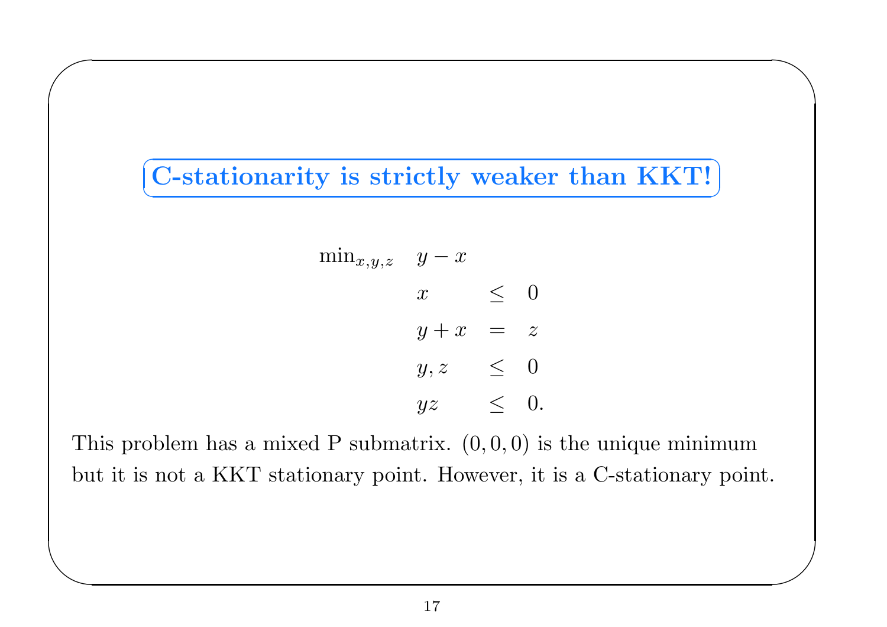## C-stationarity is strictly weaker than KKT!

$$
\begin{array}{lrcl}
\min_{x,y,z} & y - x & & \\
 & x & \leq & 0 \\
 & y + x & = & z \\
 & y, z & \leq & 0 \\
 & yz & \leq & 0.
\end{array}
$$

This problem has a mixed P submatrix. $(0, 0, 0)$ is the unique minimum but it is not a KKT stationary point. However, it is a C-stationary point.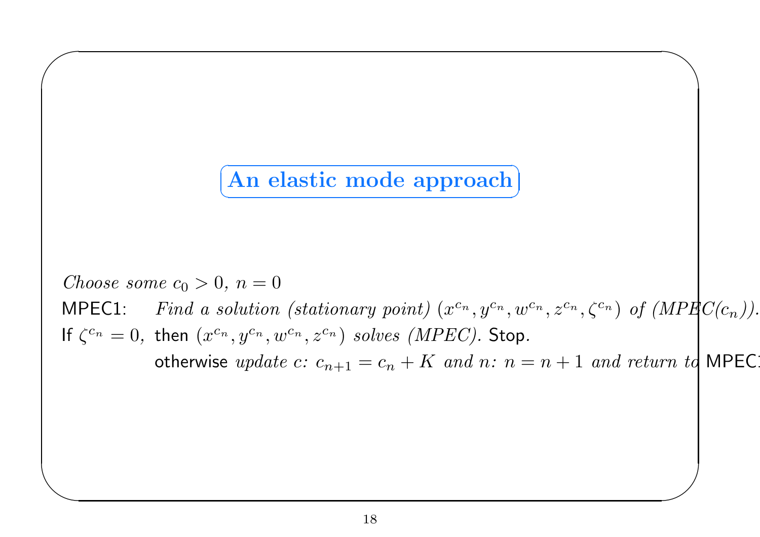## An elastic mode approach

*Choose some* $c_0 > 0$, $n = 0$

MPEC1: *Find a solution (stationary point)* $(x^{c_n}, y^{c_n}, w^{c_n}, z^{c_n}, \zeta^{c_n})$ *of (MPEC($c_n$)).*

If $\zeta^{c_n} = 0$, then $(x^{c_n}, y^{c_n}, w^{c_n}, z^{c_n})$ *solves (MPEC).* Stop.

otherwise *update c:* $c_{n+1} = c_n + K$ *and n:* $n = n + 1$ *and return to* MPEC1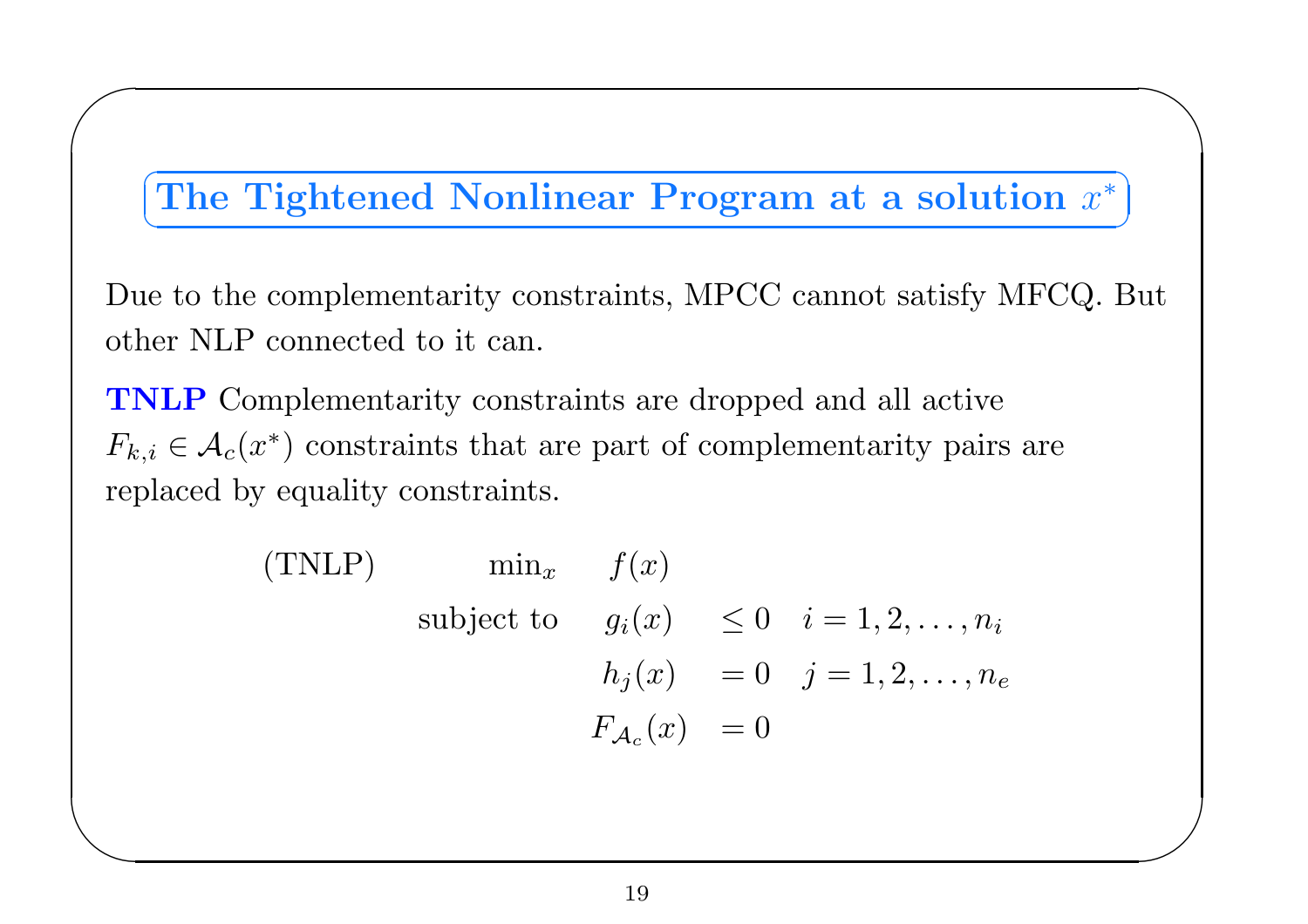## The Tightened Nonlinear Program at a solution $x^*$

Due to the complementarity constraints, MPCC cannot satisfy MFCQ. But other NLP connected to it can.

**TNLP** Complementarity constraints are dropped and all active $F_{k,i} \in \mathcal{A}_c(x^*)$ constraints that are part of complementarity pairs are replaced by equality constraints.

$$
\begin{array}{llrll}
\text{(TNLP)} & \min_x & f(x) & & \\
& \text{subject to} & g_i(x) & \leq 0 & i = 1, 2, \ldots, n_i \\
& & h_j(x) & = 0 & j = 1, 2, \ldots, n_e \\
& & F_{\mathcal{A}_c}(x) & = 0 &
\end{array}
$$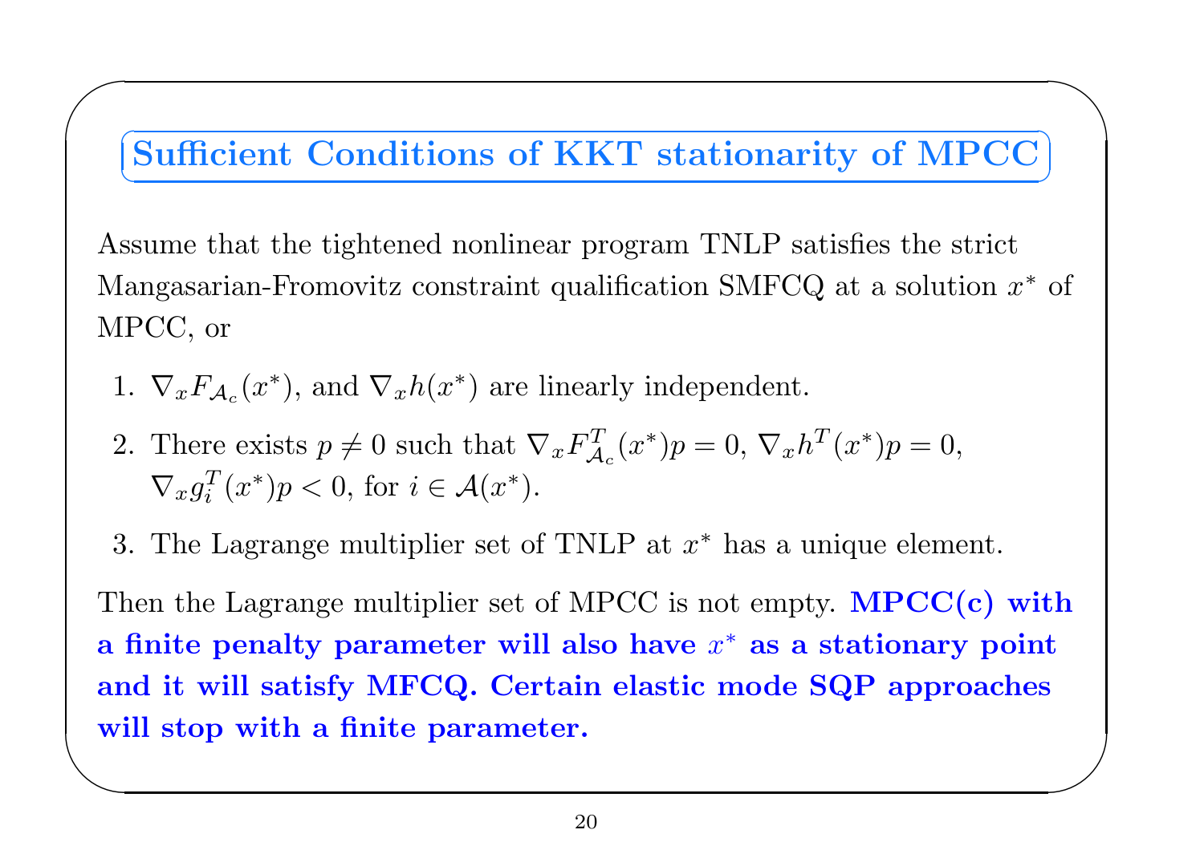## Sufficient Conditions of KKT stationarity of MPCC

Assume that the tightened nonlinear program TNLP satisfies the strict Mangasarian-Fromovitz constraint qualification SMFCQ at a solution $x^*$ of MPCC, or

1. $\nabla_x F_{\mathcal{A}_c}(x^*)$, and $\nabla_x h(x^*)$ are linearly independent.
2. There exists $p \neq 0$ such that $\nabla_x F_{\mathcal{A}_c}^T(x^*)p = 0$, $\nabla_x h^T(x^*)p = 0$, $\nabla_x g_i^T(x^*)p < 0$, for $i \in \mathcal{A}(x^*)$.
3. The Lagrange multiplier set of TNLP at $x^*$ has a unique element.

Then the Lagrange multiplier set of MPCC is not empty. **MPCC(c) with a finite penalty parameter will also have $x^*$ as a stationary point and it will satisfy MFCQ. Certain elastic mode SQP approaches will stop with a finite parameter.**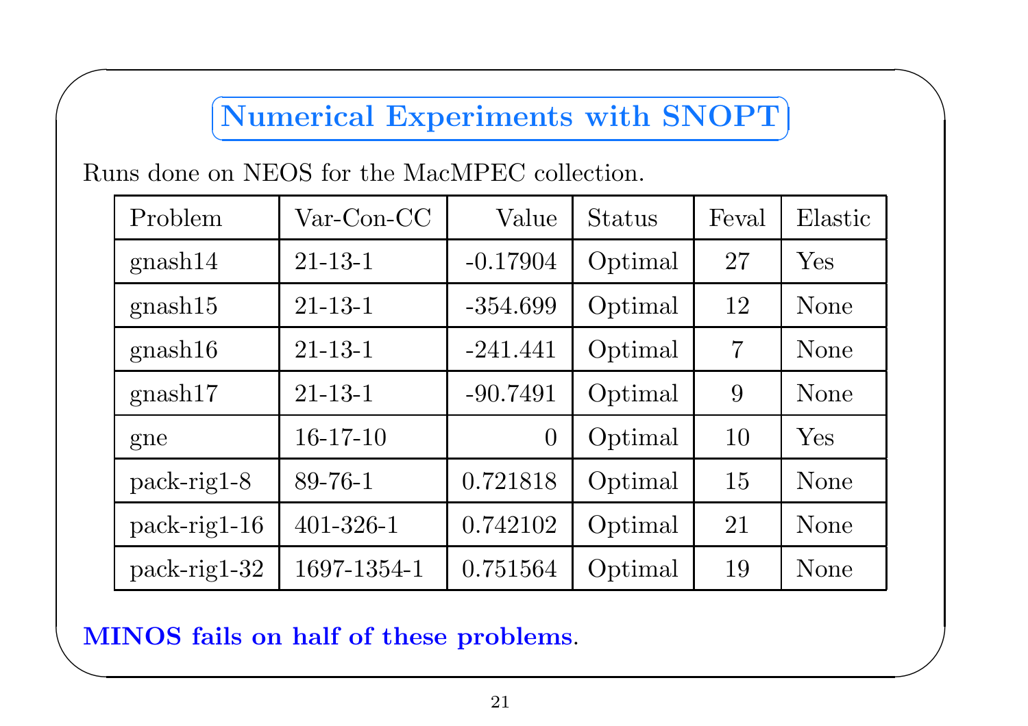## Numerical Experiments with SNOPT

Runs done on NEOS for the MacMPEC collection.

| Problem | Var-Con-CC | Value | Status | Feval | Elastic |
|---|---|---|---|---|---|
| gnash14 | 21-13-1 | -0.17904 | Optimal | 27 | Yes |
| gnash15 | 21-13-1 | -354.699 | Optimal | 12 | None |
| gnash16 | 21-13-1 | -241.441 | Optimal | 7 | None |
| gnash17 | 21-13-1 | -90.7491 | Optimal | 9 | None |
| gne | 16-17-10 | 0 | Optimal | 10 | Yes |
| pack-rig1-8 | 89-76-1 | 0.721818 | Optimal | 15 | None |
| pack-rig1-16 | 401-326-1 | 0.742102 | Optimal | 21 | None |
| pack-rig1-32 | 1697-1354-1 | 0.751564 | Optimal | 19 | None |

**MINOS fails on half of these problems**.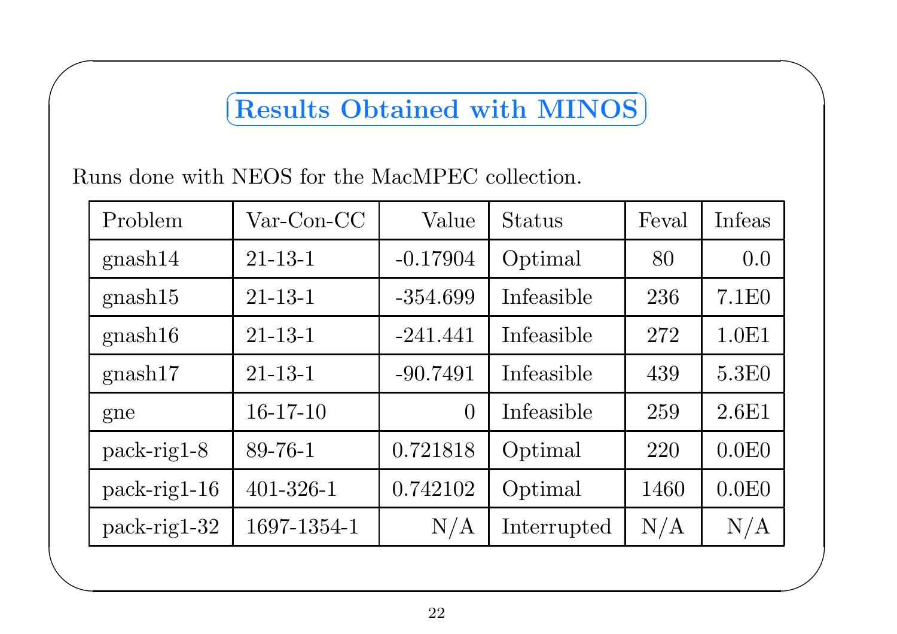# Results Obtained with MINOS

Runs done with NEOS for the MacMPEC collection.

| Problem | Var-Con-CC | Value | Status | Feval | Infeas |
|---|---|---|---|---|---|
| gnash14 | 21-13-1 | -0.17904 | Optimal | 80 | 0.0 |
| gnash15 | 21-13-1 | -354.699 | Infeasible | 236 | 7.1E0 |
| gnash16 | 21-13-1 | -241.441 | Infeasible | 272 | 1.0E1 |
| gnash17 | 21-13-1 | -90.7491 | Infeasible | 439 | 5.3E0 |
| gne | 16-17-10 | 0 | Infeasible | 259 | 2.6E1 |
| pack-rig1-8 | 89-76-1 | 0.721818 | Optimal | 220 | 0.0E0 |
| pack-rig1-16 | 401-326-1 | 0.742102 | Optimal | 1460 | 0.0E0 |
| pack-rig1-32 | 1697-1354-1 | N/A | Interrupted | N/A | N/A |